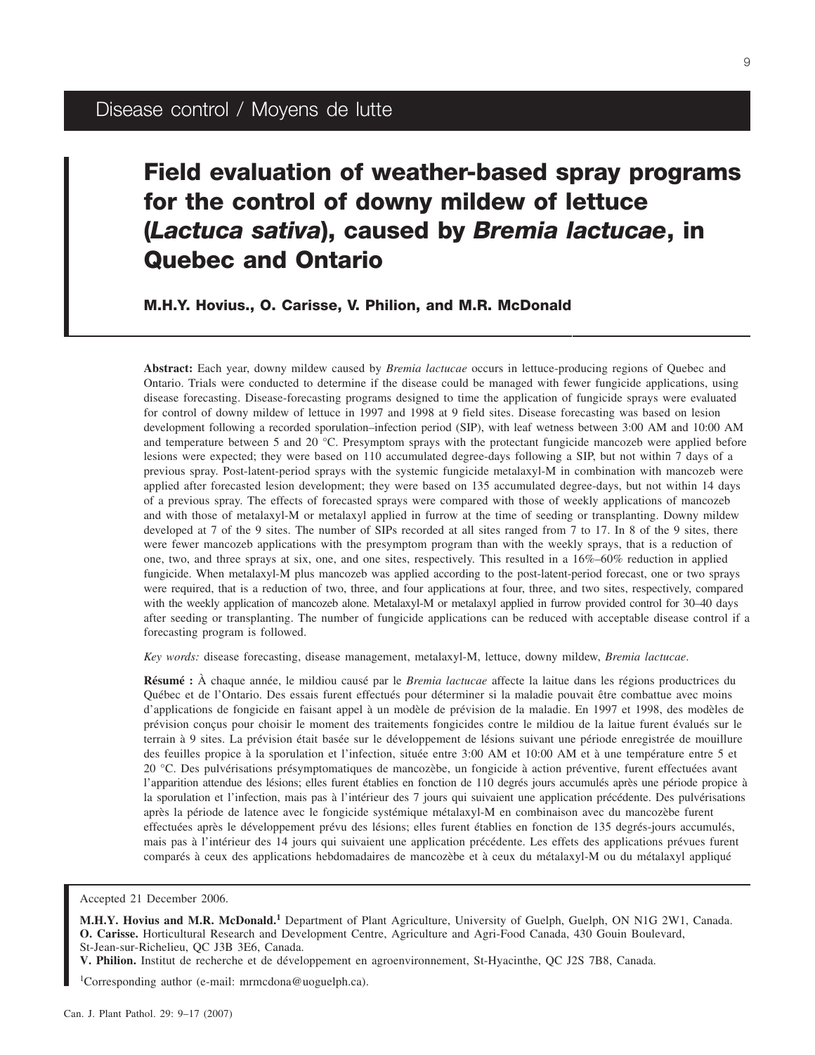Disease control / Moyens de lutte

# Field evaluation of weather-based spray programs for the control of downy mildew of lettuce (*Lactuca sativa*), caused by *Bremia lactucae*, in Quebec and Ontario

**M.H.Y. Hovius., O. Carisse, V. Philion, and M.R. McDonald**

**Abstract:** Each year, downy mildew caused by *Bremia lactucae* occurs in lettuce-producing regions of Quebec and Ontario. Trials were conducted to determine if the disease could be managed with fewer fungicide applications, using disease forecasting. Disease-forecasting programs designed to time the application of fungicide sprays were evaluated for control of downy mildew of lettuce in 1997 and 1998 at 9 field sites. Disease forecasting was based on lesion development following a recorded sporulation–infection period (SIP), with leaf wetness between 3:00 AM and 10:00 AM and temperature between 5 and 20 °C. Presymptom sprays with the protectant fungicide mancozeb were applied before lesions were expected; they were based on 110 accumulated degree-days following a SIP, but not within 7 days of a previous spray. Post-latent-period sprays with the systemic fungicide metalaxyl-M in combination with mancozeb were applied after forecasted lesion development; they were based on 135 accumulated degree-days, but not within 14 days of a previous spray. The effects of forecasted sprays were compared with those of weekly applications of mancozeb and with those of metalaxyl-M or metalaxyl applied in furrow at the time of seeding or transplanting. Downy mildew developed at 7 of the 9 sites. The number of SIPs recorded at all sites ranged from 7 to 17. In 8 of the 9 sites, there were fewer mancozeb applications with the presymptom program than with the weekly sprays, that is a reduction of one, two, and three sprays at six, one, and one sites, respectively. This resulted in a 16%–60% reduction in applied fungicide. When metalaxyl-M plus mancozeb was applied according to the post-latent-period forecast, one or two sprays were required, that is a reduction of two, three, and four applications at four, three, and two sites, respectively, compared with the weekly application of mancozeb alone. Metalaxyl-M or metalaxyl applied in furrow provided control for 30–40 days after seeding or transplanting. The number of fungicide applications can be reduced with acceptable disease control if a forecasting program is followed.

*Key words:* disease forecasting, disease management, metalaxyl-M, lettuce, downy mildew, *Bremia lactucae*.

**Résumé :** À chaque année, le mildiou causé par le *Bremia lactucae* affecte la laitue dans les régions productrices du Québec et de l'Ontario. Des essais furent effectués pour déterminer si la maladie pouvait être combattue avec moins d'applications de fongicide en faisant appel à un modèle de prévision de la maladie. En 1997 et 1998, des modèles de prévision conçus pour choisir le moment des traitements fongicides contre le mildiou de la laitue furent évalués sur le terrain à 9 sites. La prévision était basée sur le développement de lésions suivant une période enregistrée de mouillure des feuilles propice à la sporulation et l'infection, située entre 3:00 AM et 10:00 AM et à une température entre 5 et 20 °C. Des pulvérisations présymptomatiques de mancozèbe, un fongicide à action préventive, furent effectuées avant l'apparition attendue des lésions; elles furent établies en fonction de 110 degrés jours accumulés après une période propice à la sporulation et l'infection, mais pas à l'intérieur des 7 jours qui suivaient une application précédente. Des pulvérisations après la période de latence avec le fongicide systémique métalaxyl-M en combinaison avec du mancozèbe furent effectuées après le développement prévu des lésions; elles furent établies en fonction de 135 degrés-jours accumulés, mais pas à l'intérieur des 14 jours qui suivaient une application précédente. Les effets des applications prévues furent comparés à ceux des applications hebdomadaires de mancozèbe et à ceux du métalaxyl-M ou du métalaxyl appliqué

Accepted 21 December 2006.

**M.H.Y. Hovius and M.R. McDonald.**[1] Department of Plant Agriculture, University of Guelph, Guelph, ON N1G 2W1, Canada.
**O. Carisse.** Horticultural Research and Development Centre, Agriculture and Agri-Food Canada, 430 Gouin Boulevard, St-Jean-sur-Richelieu, QC J3B 3E6, Canada.
**V. Philion.** Institut de recherche et de développement en agroenvironnement, St-Hyacinthe, QC J2S 7B8, Canada.

[1]Corresponding author (e-mail: mrmcdona@uoguelph.ca).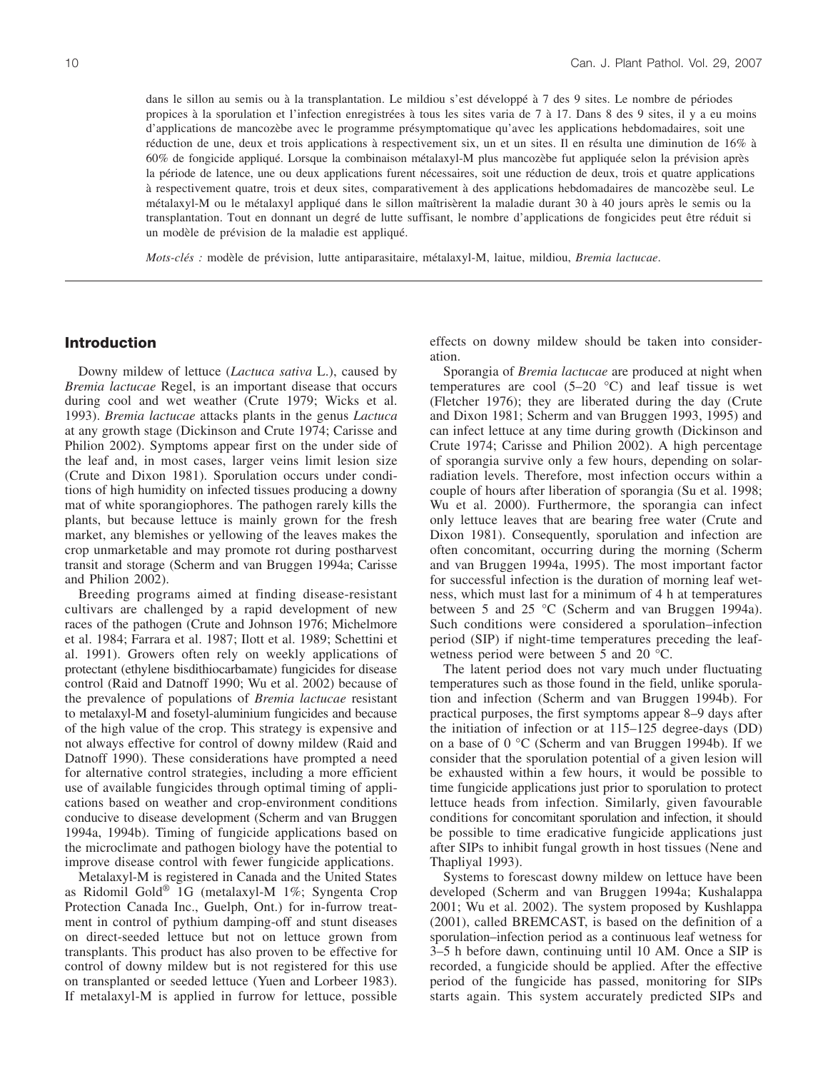dans le sillon au semis ou à la transplantation. Le mildiou s'est développé à 7 des 9 sites. Le nombre de périodes propices à la sporulation et l'infection enregistrées à tous les sites varia de 7 à 17. Dans 8 des 9 sites, il y a eu moins d'applications de mancozèbe avec le programme présymptomatique qu'avec les applications hebdomadaires, soit une réduction de une, deux et trois applications à respectivement six, un et un sites. Il en résulta une diminution de 16% à 60% de fongicide appliqué. Lorsque la combinaison métalaxyl-M plus mancozèbe fut appliquée selon la prévision après la période de latence, une ou deux applications furent nécessaires, soit une réduction de deux, trois et quatre applications à respectivement quatre, trois et deux sites, comparativement à des applications hebdomadaires de mancozèbe seul. Le métalaxyl-M ou le métalaxyl appliqué dans le sillon maîtrisèrent la maladie durant 30 à 40 jours après le semis ou la transplantation. Tout en donnant un degré de lutte suffisant, le nombre d'applications de fongicides peut être réduit si un modèle de prévision de la maladie est appliqué.

*Mots-clés :* modèle de prévision, lutte antiparasitaire, métalaxyl-M, laitue, mildiou, *Bremia lactucae*.

## Introduction

Downy mildew of lettuce (*Lactuca sativa* L.), caused by *Bremia lactucae* Regel, is an important disease that occurs during cool and wet weather (Crute 1979; Wicks et al. 1993). *Bremia lactucae* attacks plants in the genus *Lactuca* at any growth stage (Dickinson and Crute 1974; Carisse and Philion 2002). Symptoms appear first on the under side of the leaf and, in most cases, larger veins limit lesion size (Crute and Dixon 1981). Sporulation occurs under conditions of high humidity on infected tissues producing a downy mat of white sporangiophores. The pathogen rarely kills the plants, but because lettuce is mainly grown for the fresh market, any blemishes or yellowing of the leaves makes the crop unmarketable and may promote rot during postharvest transit and storage (Scherm and van Bruggen 1994a; Carisse and Philion 2002).

Breeding programs aimed at finding disease-resistant cultivars are challenged by a rapid development of new races of the pathogen (Crute and Johnson 1976; Michelmore et al. 1984; Farrara et al. 1987; Ilott et al. 1989; Schettini et al. 1991). Growers often rely on weekly applications of protectant (ethylene bisdithiocarbamate) fungicides for disease control (Raid and Datnoff 1990; Wu et al. 2002) because of the prevalence of populations of *Bremia lactucae* resistant to metalaxyl-M and fosetyl-aluminium fungicides and because of the high value of the crop. This strategy is expensive and not always effective for control of downy mildew (Raid and Datnoff 1990). These considerations have prompted a need for alternative control strategies, including a more efficient use of available fungicides through optimal timing of applications based on weather and crop-environment conditions conducive to disease development (Scherm and van Bruggen 1994a, 1994b). Timing of fungicide applications based on the microclimate and pathogen biology have the potential to improve disease control with fewer fungicide applications.

Metalaxyl-M is registered in Canada and the United States as Ridomil Gold® 1G (metalaxyl-M 1%; Syngenta Crop Protection Canada Inc., Guelph, Ont.) for in-furrow treatment in control of pythium damping-off and stunt diseases on direct-seeded lettuce but not on lettuce grown from transplants. This product has also proven to be effective for control of downy mildew but is not registered for this use on transplanted or seeded lettuce (Yuen and Lorbeer 1983). If metalaxyl-M is applied in furrow for lettuce, possible effects on downy mildew should be taken into consideration.

Sporangia of *Bremia lactucae* are produced at night when temperatures are cool (5–20 °C) and leaf tissue is wet (Fletcher 1976); they are liberated during the day (Crute and Dixon 1981; Scherm and van Bruggen 1993, 1995) and can infect lettuce at any time during growth (Dickinson and Crute 1974; Carisse and Philion 2002). A high percentage of sporangia survive only a few hours, depending on solar-radiation levels. Therefore, most infection occurs within a couple of hours after liberation of sporangia (Su et al. 1998; Wu et al. 2000). Furthermore, the sporangia can infect only lettuce leaves that are bearing free water (Crute and Dixon 1981). Consequently, sporulation and infection are often concomitant, occurring during the morning (Scherm and van Bruggen 1994a, 1995). The most important factor for successful infection is the duration of morning leaf wetness, which must last for a minimum of 4 h at temperatures between 5 and 25 °C (Scherm and van Bruggen 1994a). Such conditions were considered a sporulation–infection period (SIP) if night-time temperatures preceding the leaf-wetness period were between 5 and 20 °C.

The latent period does not vary much under fluctuating temperatures such as those found in the field, unlike sporulation and infection (Scherm and van Bruggen 1994b). For practical purposes, the first symptoms appear 8–9 days after the initiation of infection or at 115–125 degree-days (DD) on a base of 0 °C (Scherm and van Bruggen 1994b). If we consider that the sporulation potential of a given lesion will be exhausted within a few hours, it would be possible to time fungicide applications just prior to sporulation to protect lettuce heads from infection. Similarly, given favourable conditions for concomitant sporulation and infection, it should be possible to time eradicative fungicide applications just after SIPs to inhibit fungal growth in host tissues (Nene and Thapliyal 1993).

Systems to forescast downy mildew on lettuce have been developed (Scherm and van Bruggen 1994a; Kushalappa 2001; Wu et al. 2002). The system proposed by Kushalappa (2001), called BREMCAST, is based on the definition of a sporulation–infection period as a continuous leaf wetness for 3–5 h before dawn, continuing until 10 AM. Once a SIP is recorded, a fungicide should be applied. After the effective period of the fungicide has passed, monitoring for SIPs starts again. This system accurately predicted SIPs and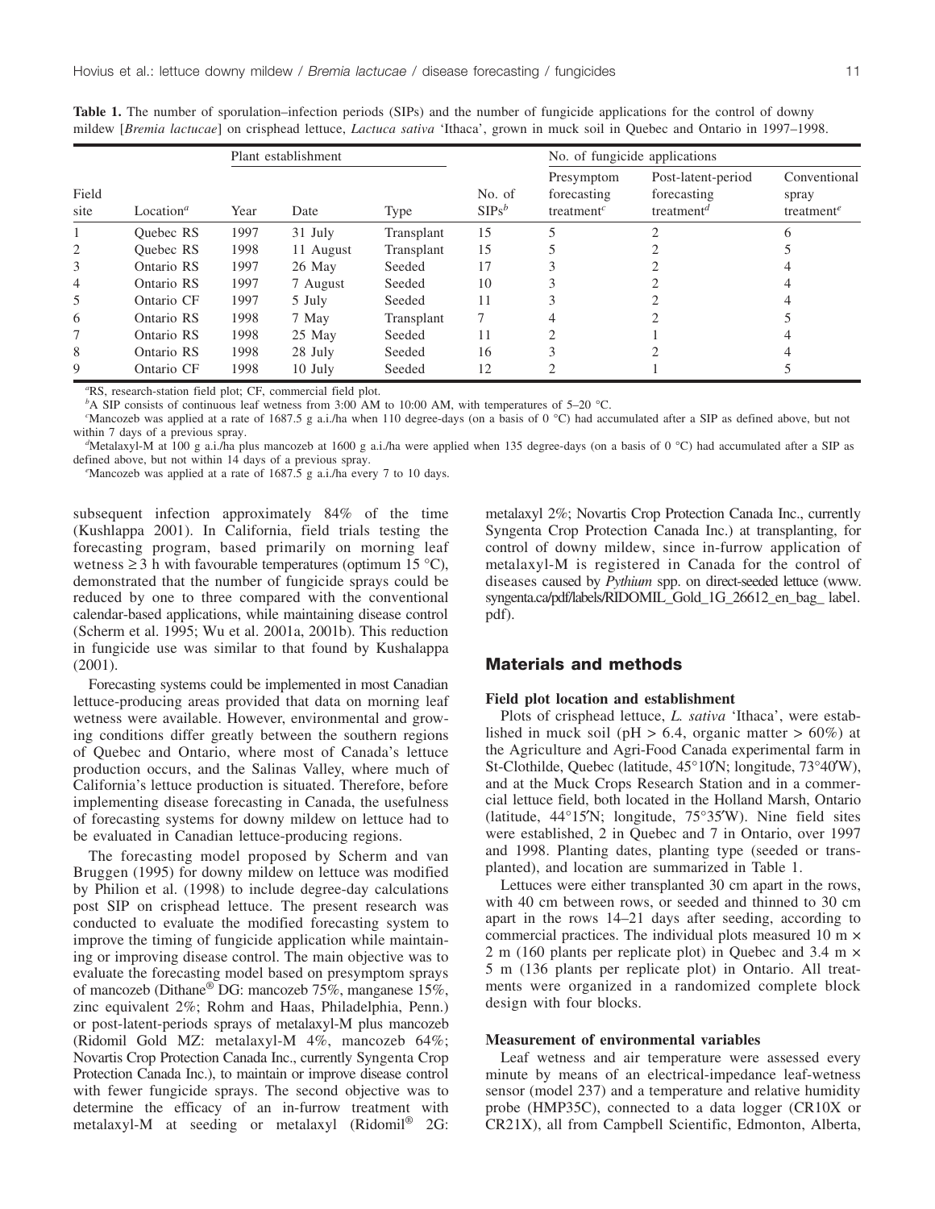**Table 1.** The number of sporulation–infection periods (SIPs) and the number of fungicide applications for the control of downy mildew [*Bremia lactucae*] on crisphead lettuce, *Lactuca sativa* 'Ithaca', grown in muck soil in Quebec and Ontario in 1997–1998.

| Field site | Location[a] | Plant establishment | | | No. of SIPs[b] | No. of fungicide applications | | |
|---|---|---|---|---|---|---|---|---|
| | | Year | Date | Type | | Presymptom forecasting treatment[c] | Post-latent-period forecasting treatment[d] | Conventional spray treatment[e] |
| 1 | Quebec RS | 1997 | 31 July | Transplant | 15 | 5 | 2 | 6 |
| 2 | Quebec RS | 1998 | 11 August | Transplant | 15 | 5 | 2 | 5 |
| 3 | Ontario RS | 1997 | 26 May | Seeded | 17 | 3 | 2 | 4 |
| 4 | Ontario RS | 1997 | 7 August | Seeded | 10 | 3 | 2 | 4 |
| 5 | Ontario CF | 1997 | 5 July | Seeded | 11 | 3 | 2 | 4 |
| 6 | Ontario RS | 1998 | 7 May | Transplant | 7 | 4 | 2 | 5 |
| 7 | Ontario RS | 1998 | 25 May | Seeded | 11 | 2 | 1 | 4 |
| 8 | Ontario RS | 1998 | 28 July | Seeded | 16 | 3 | 2 | 4 |
| 9 | Ontario CF | 1998 | 10 July | Seeded | 12 | 2 | 1 | 5 |

[a]RS, research-station field plot; CF, commercial field plot.
[b]A SIP consists of continuous leaf wetness from 3:00 AM to 10:00 AM, with temperatures of 5–20 °C.
[c]Mancozeb was applied at a rate of 1687.5 g a.i./ha when 110 degree-days (on a basis of 0 °C) had accumulated after a SIP as defined above, but not within 7 days of a previous spray.
[d]Metalaxyl-M at 100 g a.i./ha plus mancozeb at 1600 g a.i./ha were applied when 135 degree-days (on a basis of 0 °C) had accumulated after a SIP as defined above, but not within 14 days of a previous spray.
[e]Mancozeb was applied at a rate of 1687.5 g a.i./ha every 7 to 10 days.

subsequent infection approximately 84% of the time (Kushlappa 2001). In California, field trials testing the forecasting program, based primarily on morning leaf wetness ≥ 3 h with favourable temperatures (optimum 15 °C), demonstrated that the number of fungicide sprays could be reduced by one to three compared with the conventional calendar-based applications, while maintaining disease control (Scherm et al. 1995; Wu et al. 2001a, 2001b). This reduction in fungicide use was similar to that found by Kushalappa (2001).

Forecasting systems could be implemented in most Canadian lettuce-producing areas provided that data on morning leaf wetness were available. However, environmental and growing conditions differ greatly between the southern regions of Quebec and Ontario, where most of Canada's lettuce production occurs, and the Salinas Valley, where much of California's lettuce production is situated. Therefore, before implementing disease forecasting in Canada, the usefulness of forecasting systems for downy mildew on lettuce had to be evaluated in Canadian lettuce-producing regions.

The forecasting model proposed by Scherm and van Bruggen (1995) for downy mildew on lettuce was modified by Philion et al. (1998) to include degree-day calculations post SIP on crisphead lettuce. The present research was conducted to evaluate the modified forecasting system to improve the timing of fungicide application while maintaining or improving disease control. The main objective was to evaluate the forecasting model based on presymptom sprays of mancozeb (Dithane® DG: mancozeb 75%, manganese 15%, zinc equivalent 2%; Rohm and Haas, Philadelphia, Penn.) or post-latent-periods sprays of metalaxyl-M plus mancozeb (Ridomil Gold MZ: metalaxyl-M 4%, mancozeb 64%; Novartis Crop Protection Canada Inc., currently Syngenta Crop Protection Canada Inc.), to maintain or improve disease control with fewer fungicide sprays. The second objective was to determine the efficacy of an in-furrow treatment with metalaxyl-M at seeding or metalaxyl (Ridomil® 2G: metalaxyl 2%; Novartis Crop Protection Canada Inc., currently Syngenta Crop Protection Canada Inc.) at transplanting, for control of downy mildew, since in-furrow application of metalaxyl-M is registered in Canada for the control of diseases caused by *Pythium* spp. on direct-seeded lettuce (www.syngenta.ca/pdf/labels/RIDOMIL_Gold_1G_26612_en_bag_label.pdf).

## Materials and methods

### Field plot location and establishment

Plots of crisphead lettuce, *L. sativa* 'Ithaca', were established in muck soil (pH > 6.4, organic matter > 60%) at the Agriculture and Agri-Food Canada experimental farm in St-Clothilde, Quebec (latitude, 45°10′N; longitude, 73°40′W), and at the Muck Crops Research Station and in a commercial lettuce field, both located in the Holland Marsh, Ontario (latitude, 44°15′N; longitude, 75°35′W). Nine field sites were established, 2 in Quebec and 7 in Ontario, over 1997 and 1998. Planting dates, planting type (seeded or transplanted), and location are summarized in Table 1.

Lettuces were either transplanted 30 cm apart in the rows, with 40 cm between rows, or seeded and thinned to 30 cm apart in the rows 14–21 days after seeding, according to commercial practices. The individual plots measured 10 m × 2 m (160 plants per replicate plot) in Quebec and 3.4 m × 5 m (136 plants per replicate plot) in Ontario. All treatments were organized in a randomized complete block design with four blocks.

### Measurement of environmental variables

Leaf wetness and air temperature were assessed every minute by means of an electrical-impedance leaf-wetness sensor (model 237) and a temperature and relative humidity probe (HMP35C), connected to a data logger (CR10X or CR21X), all from Campbell Scientific, Edmonton, Alberta,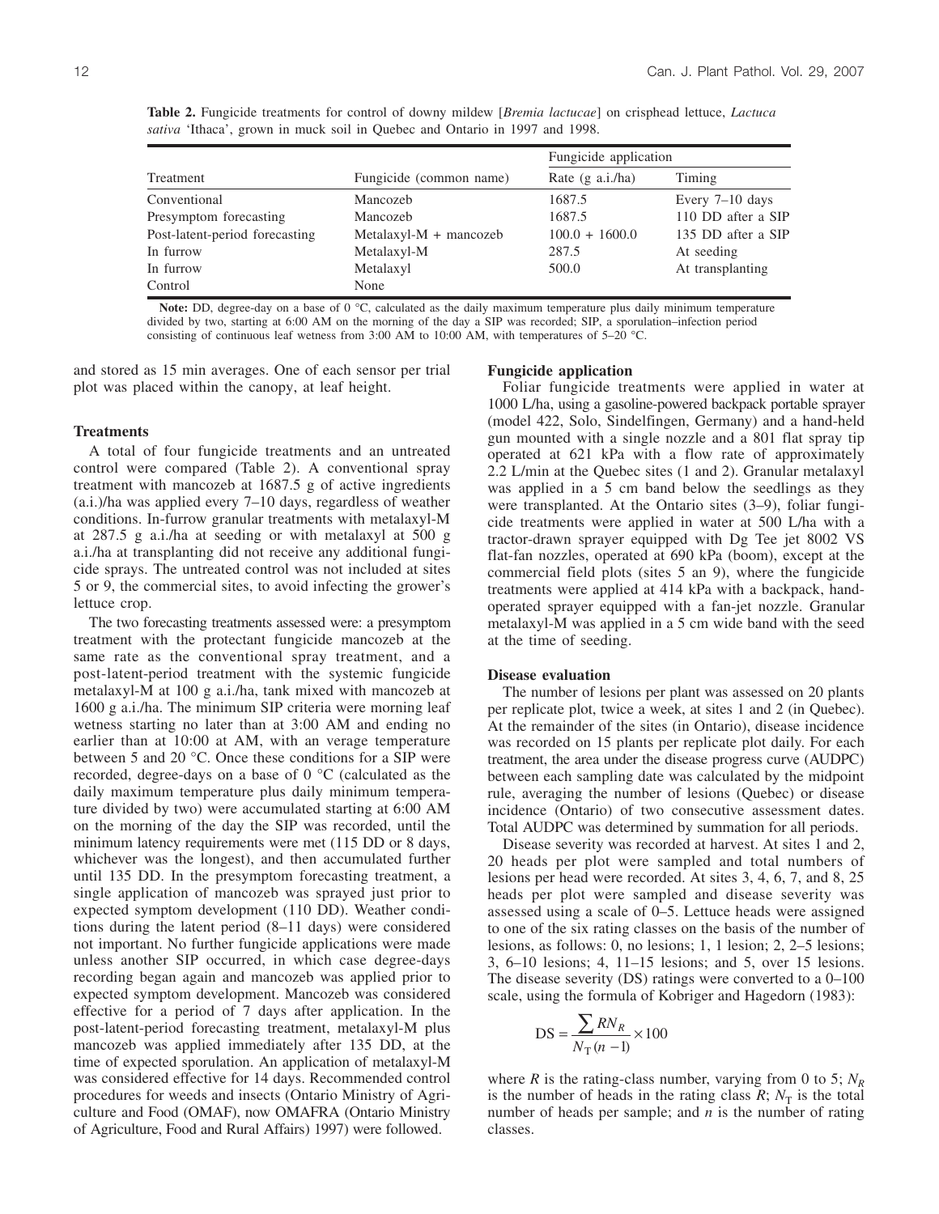**Table 2.** Fungicide treatments for control of downy mildew [*Bremia lactucae*] on crisphead lettuce, *Lactuca sativa* 'Ithaca', grown in muck soil in Quebec and Ontario in 1997 and 1998.

| Treatment | Fungicide (common name) | Fungicide application | |
|---|---|---|---|
| | | Rate (g a.i./ha) | Timing |
| Conventional | Mancozeb | 1687.5 | Every 7–10 days |
| Presymptom forecasting | Mancozeb | 1687.5 | 110 DD after a SIP |
| Post-latent-period forecasting | Metalaxyl-M + mancozeb | 100.0 + 1600.0 | 135 DD after a SIP |
| In furrow | Metalaxyl-M | 287.5 | At seeding |
| In furrow | Metalaxyl | 500.0 | At transplanting |
| Control | None | | |

**Note:** DD, degree-day on a base of 0 °C, calculated as the daily maximum temperature plus daily minimum temperature divided by two, starting at 6:00 AM on the morning of the day a SIP was recorded; SIP, a sporulation–infection period consisting of continuous leaf wetness from 3:00 AM to 10:00 AM, with temperatures of 5–20 °C.

and stored as 15 min averages. One of each sensor per trial plot was placed within the canopy, at leaf height.

### Treatments

A total of four fungicide treatments and an untreated control were compared (Table 2). A conventional spray treatment with mancozeb at 1687.5 g of active ingredients (a.i.)/ha was applied every 7–10 days, regardless of weather conditions. In-furrow granular treatments with metalaxyl-M at 287.5 g a.i./ha at seeding or with metalaxyl at 500 g a.i./ha at transplanting did not receive any additional fungicide sprays. The untreated control was not included at sites 5 or 9, the commercial sites, to avoid infecting the grower's lettuce crop.

The two forecasting treatments assessed were: a presymptom treatment with the protectant fungicide mancozeb at the same rate as the conventional spray treatment, and a post-latent-period treatment with the systemic fungicide metalaxyl-M at 100 g a.i./ha, tank mixed with mancozeb at 1600 g a.i./ha. The minimum SIP criteria were morning leaf wetness starting no later than at 3:00 AM and ending no earlier than at 10:00 at AM, with an verage temperature between 5 and 20 °C. Once these conditions for a SIP were recorded, degree-days on a base of 0 °C (calculated as the daily maximum temperature plus daily minimum temperature divided by two) were accumulated starting at 6:00 AM on the morning of the day the SIP was recorded, until the minimum latency requirements were met (115 DD or 8 days, whichever was the longest), and then accumulated further until 135 DD. In the presymptom forecasting treatment, a single application of mancozeb was sprayed just prior to expected symptom development (110 DD). Weather conditions during the latent period (8–11 days) were considered not important. No further fungicide applications were made unless another SIP occurred, in which case degree-days recording began again and mancozeb was applied prior to expected symptom development. Mancozeb was considered effective for a period of 7 days after application. In the post-latent-period forecasting treatment, metalaxyl-M plus mancozeb was applied immediately after 135 DD, at the time of expected sporulation. An application of metalaxyl-M was considered effective for 14 days. Recommended control procedures for weeds and insects (Ontario Ministry of Agriculture and Food (OMAF), now OMAFRA (Ontario Ministry of Agriculture, Food and Rural Affairs) 1997) were followed.

### Fungicide application

Foliar fungicide treatments were applied in water at 1000 L/ha, using a gasoline-powered backpack portable sprayer (model 422, Solo, Sindelfingen, Germany) and a hand-held gun mounted with a single nozzle and a 801 flat spray tip operated at 621 kPa with a flow rate of approximately 2.2 L/min at the Quebec sites (1 and 2). Granular metalaxyl was applied in a 5 cm band below the seedlings as they were transplanted. At the Ontario sites (3–9), foliar fungicide treatments were applied in water at 500 L/ha with a tractor-drawn sprayer equipped with Dg Tee jet 8002 VS flat-fan nozzles, operated at 690 kPa (boom), except at the commercial field plots (sites 5 an 9), where the fungicide treatments were applied at 414 kPa with a backpack, hand-operated sprayer equipped with a fan-jet nozzle. Granular metalaxyl-M was applied in a 5 cm wide band with the seed at the time of seeding.

### Disease evaluation

The number of lesions per plant was assessed on 20 plants per replicate plot, twice a week, at sites 1 and 2 (in Quebec). At the remainder of the sites (in Ontario), disease incidence was recorded on 15 plants per replicate plot daily. For each treatment, the area under the disease progress curve (AUDPC) between each sampling date was calculated by the midpoint rule, averaging the number of lesions (Quebec) or disease incidence (Ontario) of two consecutive assessment dates. Total AUDPC was determined by summation for all periods.

Disease severity was recorded at harvest. At sites 1 and 2, 20 heads per plot were sampled and total numbers of lesions per head were recorded. At sites 3, 4, 6, 7, and 8, 25 heads per plot were sampled and disease severity was assessed using a scale of 0–5. Lettuce heads were assigned to one of the six rating classes on the basis of the number of lesions, as follows: 0, no lesions; 1, 1 lesion; 2, 2–5 lesions; 3, 6–10 lesions; 4, 11–15 lesions; and 5, over 15 lesions. The disease severity (DS) ratings were converted to a 0–100 scale, using the formula of Kobriger and Hagedorn (1983):

$$\mathrm{DS} = \frac{\sum RN_R}{N_\mathrm{T}(n-1)} \times 100$$

where $R$ is the rating-class number, varying from 0 to 5; $N_R$ is the number of heads in the rating class $R$; $N_\mathrm{T}$ is the total number of heads per sample; and $n$ is the number of rating classes.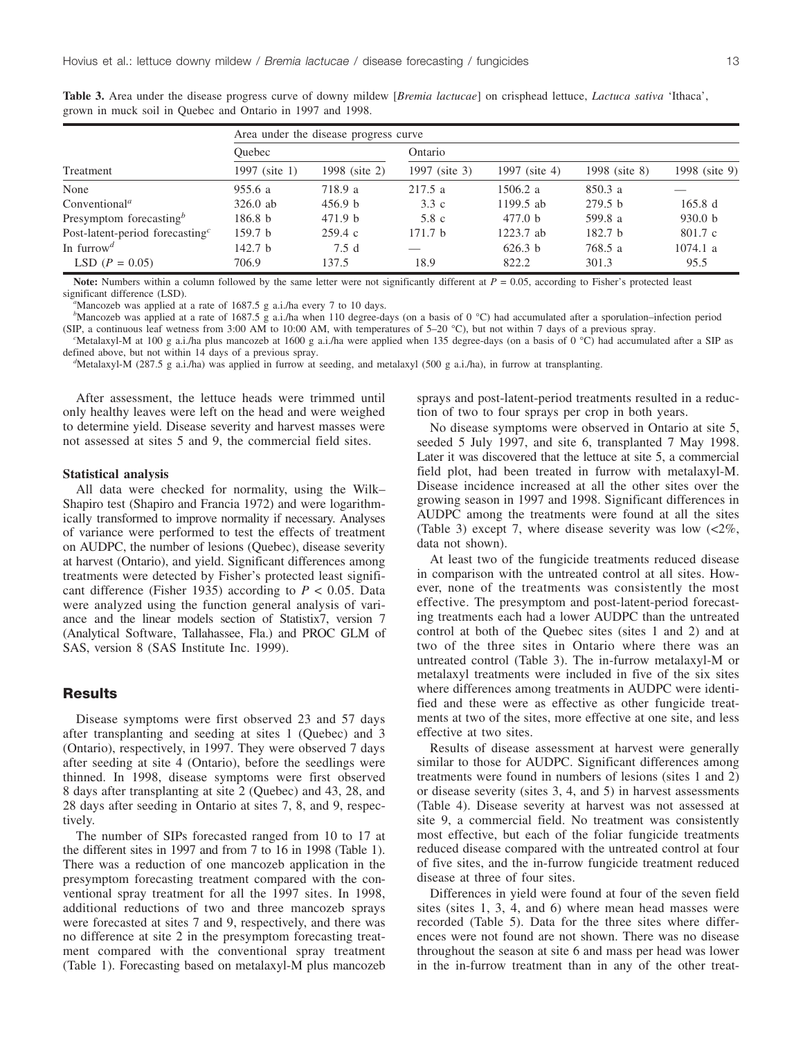**Table 3.** Area under the disease progress curve of downy mildew [*Bremia lactucae*] on crisphead lettuce, *Lactuca sativa* 'Ithaca', grown in muck soil in Quebec and Ontario in 1997 and 1998.

| Treatment | Area under the disease progress curve | | | | | |
|---|---|---|---|---|---|---|
| | Quebec | | Ontario | | | |
| | 1997 (site 1) | 1998 (site 2) | 1997 (site 3) | 1997 (site 4) | 1998 (site 8) | 1998 (site 9) |
| None | 955.6 a | 718.9 a | 217.5 a | 1506.2 a | 850.3 a | — |
| Conventional[a] | 326.0 ab | 456.9 b | 3.3 c | 1199.5 ab | 279.5 b | 165.8 d |
| Presymptom forecasting[b] | 186.8 b | 471.9 b | 5.8 c | 477.0 b | 599.8 a | 930.0 b |
| Post-latent-period forecasting[c] | 159.7 b | 259.4 c | 171.7 b | 1223.7 ab | 182.7 b | 801.7 c |
| In furrow[d] | 142.7 b | 7.5 d | — | 626.3 b | 768.5 a | 1074.1 a |
| LSD ($P$ = 0.05) | 706.9 | 137.5 | 18.9 | 822.2 | 301.3 | 95.5 |

**Note:** Numbers within a column followed by the same letter were not significantly different at $P$ = 0.05, according to Fisher's protected least significant difference (LSD).

[a]Mancozeb was applied at a rate of 1687.5 g a.i./ha every 7 to 10 days.

[b]Mancozeb was applied at a rate of 1687.5 g a.i./ha when 110 degree-days (on a basis of 0 °C) had accumulated after a sporulation–infection period (SIP, a continuous leaf wetness from 3:00 AM to 10:00 AM, with temperatures of 5–20 °C), but not within 7 days of a previous spray.

[c]Metalaxyl-M at 100 g a.i./ha plus mancozeb at 1600 g a.i./ha were applied when 135 degree-days (on a basis of 0 °C) had accumulated after a SIP as defined above, but not within 14 days of a previous spray.

[d]Metalaxyl-M (287.5 g a.i./ha) was applied in furrow at seeding, and metalaxyl (500 g a.i./ha), in furrow at transplanting.

After assessment, the lettuce heads were trimmed until only healthy leaves were left on the head and were weighed to determine yield. Disease severity and harvest masses were not assessed at sites 5 and 9, the commercial field sites.

### Statistical analysis

All data were checked for normality, using the Wilk–Shapiro test (Shapiro and Francia 1972) and were logarithmically transformed to improve normality if necessary. Analyses of variance were performed to test the effects of treatment on AUDPC, the number of lesions (Quebec), disease severity at harvest (Ontario), and yield. Significant differences among treatments were detected by Fisher's protected least significant difference (Fisher 1935) according to $P < 0.05$. Data were analyzed using the function general analysis of variance and the linear models section of Statistix7, version 7 (Analytical Software, Tallahassee, Fla.) and PROC GLM of SAS, version 8 (SAS Institute Inc. 1999).

## Results

Disease symptoms were first observed 23 and 57 days after transplanting and seeding at sites 1 (Quebec) and 3 (Ontario), respectively, in 1997. They were observed 7 days after seeding at site 4 (Ontario), before the seedlings were thinned. In 1998, disease symptoms were first observed 8 days after transplanting at site 2 (Quebec) and 43, 28, and 28 days after seeding in Ontario at sites 7, 8, and 9, respectively.

The number of SIPs forecasted ranged from 10 to 17 at the different sites in 1997 and from 7 to 16 in 1998 (Table 1). There was a reduction of one mancozeb application in the presymptom forecasting treatment compared with the conventional spray treatment for all the 1997 sites. In 1998, additional reductions of two and three mancozeb sprays were forecasted at sites 7 and 9, respectively, and there was no difference at site 2 in the presymptom forecasting treatment compared with the conventional spray treatment (Table 1). Forecasting based on metalaxyl-M plus mancozeb sprays and post-latent-period treatments resulted in a reduction of two to four sprays per crop in both years.

No disease symptoms were observed in Ontario at site 5, seeded 5 July 1997, and site 6, transplanted 7 May 1998. Later it was discovered that the lettuce at site 5, a commercial field plot, had been treated in furrow with metalaxyl-M. Disease incidence increased at all the other sites over the growing season in 1997 and 1998. Significant differences in AUDPC among the treatments were found at all the sites (Table 3) except 7, where disease severity was low (<2%, data not shown).

At least two of the fungicide treatments reduced disease in comparison with the untreated control at all sites. However, none of the treatments was consistently the most effective. The presymptom and post-latent-period forecasting treatments each had a lower AUDPC than the untreated control at both of the Quebec sites (sites 1 and 2) and at two of the three sites in Ontario where there was an untreated control (Table 3). The in-furrow metalaxyl-M or metalaxyl treatments were included in five of the six sites where differences among treatments in AUDPC were identified and these were as effective as other fungicide treatments at two of the sites, more effective at one site, and less effective at two sites.

Results of disease assessment at harvest were generally similar to those for AUDPC. Significant differences among treatments were found in numbers of lesions (sites 1 and 2) or disease severity (sites 3, 4, and 5) in harvest assessments (Table 4). Disease severity at harvest was not assessed at site 9, a commercial field. No treatment was consistently most effective, but each of the foliar fungicide treatments reduced disease compared with the untreated control at four of five sites, and the in-furrow fungicide treatment reduced disease at three of four sites.

Differences in yield were found at four of the seven field sites (sites 1, 3, 4, and 6) where mean head masses were recorded (Table 5). Data for the three sites where differences were not found are not shown. There was no disease throughout the season at site 6 and mass per head was lower in the in-furrow treatment than in any of the other treat-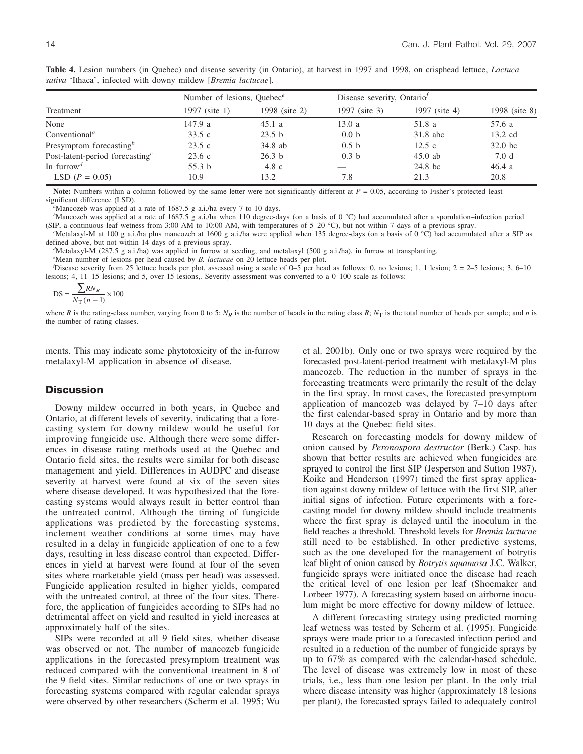**Table 4.** Lesion numbers (in Quebec) and disease severity (in Ontario), at harvest in 1997 and 1998, on crisphead lettuce, *Lactuca sativa* 'Ithaca', infected with downy mildew [*Bremia lactucae*].

| Treatment | Number of lesions, Quebec[e] | | Disease severity, Ontario[f] | | |
|---|---|---|---|---|---|
| | 1997 (site 1) | 1998 (site 2) | 1997 (site 3) | 1997 (site 4) | 1998 (site 8) |
| None | 147.9 a | 45.1 a | 13.0 a | 51.8 a | 57.6 a |
| Conventional[a] | 33.5 c | 23.5 b | 0.0 b | 31.8 abc | 13.2 cd |
| Presymptom forecasting[b] | 23.5 c | 34.8 ab | 0.5 b | 12.5 c | 32.0 bc |
| Post-latent-period forecasting[c] | 23.6 c | 26.3 b | 0.3 b | 45.0 ab | 7.0 d |
| In furrow[d] | 55.3 b | 4.8 c | — | 24.8 bc | 46.4 a |
| LSD ($P$ = 0.05) | 10.9 | 13.2 | 7.8 | 21.3 | 20.8 |

**Note:** Numbers within a column followed by the same letter were not significantly different at $P$ = 0.05, according to Fisher's protected least significant difference (LSD).

[a]Mancozeb was applied at a rate of 1687.5 g a.i./ha every 7 to 10 days.

[b]Mancozeb was applied at a rate of 1687.5 g a.i./ha when 110 degree-days (on a basis of 0 °C) had accumulated after a sporulation–infection period (SIP, a continuous leaf wetness from 3:00 AM to 10:00 AM, with temperatures of 5–20 °C), but not within 7 days of a previous spray.

[c]Metalaxyl-M at 100 g a.i./ha plus mancozeb at 1600 g a.i./ha were applied when 135 degree-days (on a basis of 0 °C) had accumulated after a SIP as defined above, but not within 14 days of a previous spray.

[d]Metalaxyl-M (287.5 g a.i./ha) was applied in furrow at seeding, and metalaxyl (500 g a.i./ha), in furrow at transplanting.

[e]Mean number of lesions per head caused by *B. lactucae* on 20 lettuce heads per plot.

[f]Disease severity from 25 lettuce heads per plot, assessed using a scale of 0–5 per head as follows: 0, no lesions; 1, 1 lesion; 2 = 2–5 lesions; 3, 6–10 lesions; 4, 11–15 lesions; and 5, over 15 lesions,. Severity assessment was converted to a 0–100 scale as follows:

$$DS = \frac{\sum RN_R}{N_T(n-1)} \times 100$$

where $R$ is the rating-class number, varying from 0 to 5; $N_R$ is the number of heads in the rating class $R$; $N_T$ is the total number of heads per sample; and $n$ is the number of rating classes.

ments. This may indicate some phytotoxicity of the in-furrow metalaxyl-M application in absence of disease.

## Discussion

Downy mildew occurred in both years, in Quebec and Ontario, at different levels of severity, indicating that a forecasting system for downy mildew would be useful for improving fungicide use. Although there were some differences in disease rating methods used at the Quebec and Ontario field sites, the results were similar for both disease management and yield. Differences in AUDPC and disease severity at harvest were found at six of the seven sites where disease developed. It was hypothesized that the forecasting systems would always result in better control than the untreated control. Although the timing of fungicide applications was predicted by the forecasting systems, inclement weather conditions at some times may have resulted in a delay in fungicide application of one to a few days, resulting in less disease control than expected. Differences in yield at harvest were found at four of the seven sites where marketable yield (mass per head) was assessed. Fungicide application resulted in higher yields, compared with the untreated control, at three of the four sites. Therefore, the application of fungicides according to SIPs had no detrimental affect on yield and resulted in yield increases at approximately half of the sites.

SIPs were recorded at all 9 field sites, whether disease was observed or not. The number of mancozeb fungicide applications in the forecasted presymptom treatment was reduced compared with the conventional treatment in 8 of the 9 field sites. Similar reductions of one or two sprays in forecasting systems compared with regular calendar sprays were observed by other researchers (Scherm et al. 1995; Wu et al. 2001b). Only one or two sprays were required by the forecasted post-latent-period treatment with metalaxyl-M plus mancozeb. The reduction in the number of sprays in the forecasting treatments were primarily the result of the delay in the first spray. In most cases, the forecasted presymptom application of mancozeb was delayed by 7–10 days after the first calendar-based spray in Ontario and by more than 10 days at the Quebec field sites.

Research on forecasting models for downy mildew of onion caused by *Peronospora destructor* (Berk.) Casp. has shown that better results are achieved when fungicides are sprayed to control the first SIP (Jesperson and Sutton 1987). Koike and Henderson (1997) timed the first spray application against downy mildew of lettuce with the first SIP, after initial signs of infection. Future experiments with a forecasting model for downy mildew should include treatments where the first spray is delayed until the inoculum in the field reaches a threshold. Threshold levels for *Bremia lactucae* still need to be established. In other predictive systems, such as the one developed for the management of botrytis leaf blight of onion caused by *Botrytis squamosa* J.C. Walker, fungicide sprays were initiated once the disease had reach the critical level of one lesion per leaf (Shoemaker and Lorbeer 1977). A forecasting system based on airborne inoculum might be more effective for downy mildew of lettuce.

A different forecasting strategy using predicted morning leaf wetness was tested by Scherm et al. (1995). Fungicide sprays were made prior to a forecasted infection period and resulted in a reduction of the number of fungicide sprays by up to 67% as compared with the calendar-based schedule. The level of disease was extremely low in most of these trials, i.e., less than one lesion per plant. In the only trial where disease intensity was higher (approximately 18 lesions per plant), the forecasted sprays failed to adequately control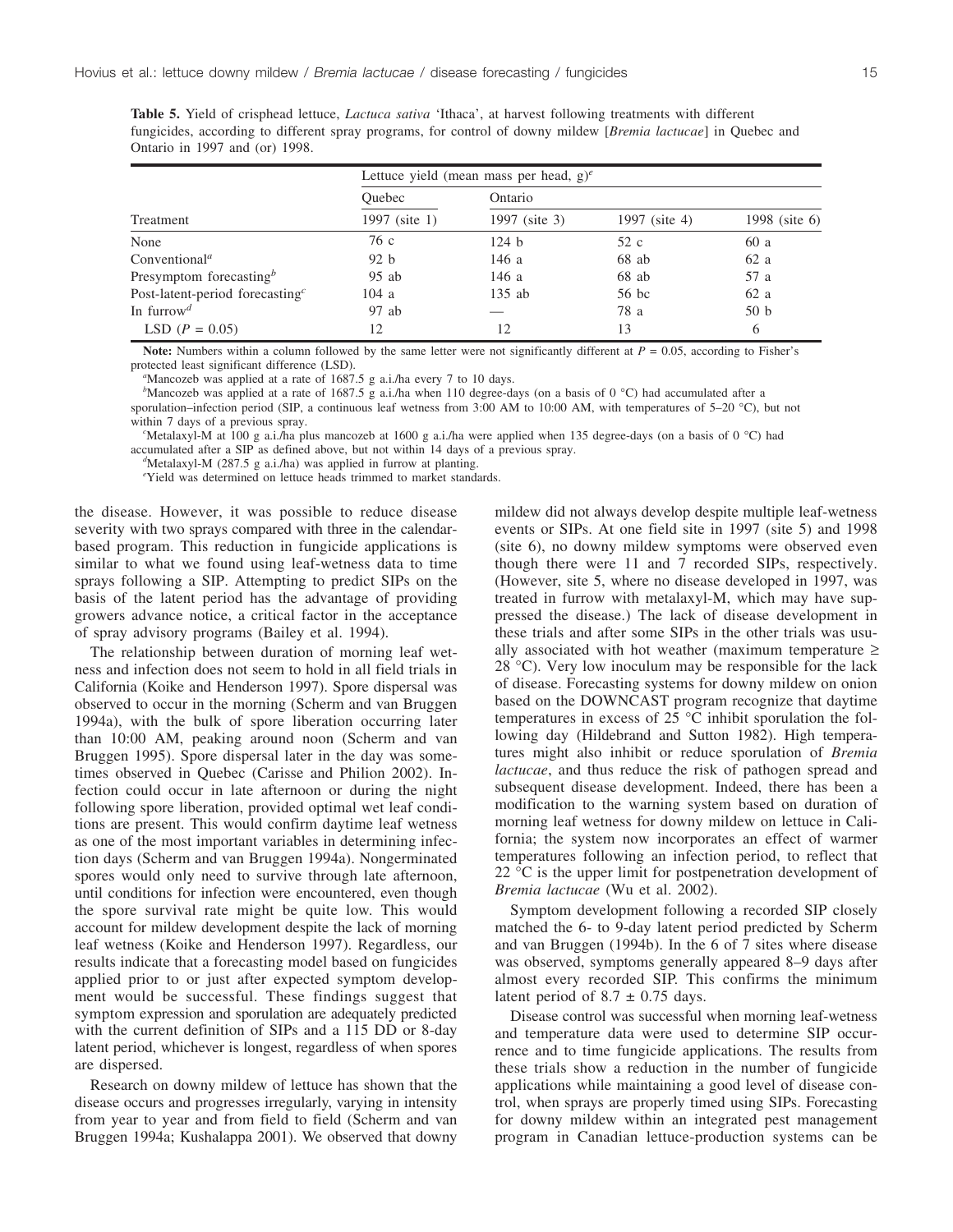**Table 5.** Yield of crisphead lettuce, *Lactuca sativa* 'Ithaca', at harvest following treatments with different fungicides, according to different spray programs, for control of downy mildew [*Bremia lactucae*] in Quebec and Ontario in 1997 and (or) 1998.

| | Lettuce yield (mean mass per head, g)[e] | | | |
|---|---|---|---|---|
| | Quebec | Ontario | | |
| Treatment | 1997 (site 1) | 1997 (site 3) | 1997 (site 4) | 1998 (site 6) |
| None | 76 c | 124 b | 52 c | 60 a |
| Conventional[a] | 92 b | 146 a | 68 ab | 62 a |
| Presymptom forecasting[b] | 95 ab | 146 a | 68 ab | 57 a |
| Post-latent-period forecasting[c] | 104 a | 135 ab | 56 bc | 62 a |
| In furrow[d] | 97 ab | — | 78 a | 50 b |
| LSD ($P = 0.05$) | 12 | 12 | 13 | 6 |

**Note:** Numbers within a column followed by the same letter were not significantly different at $P = 0.05$, according to Fisher's protected least significant difference (LSD).

[a]Mancozeb was applied at a rate of 1687.5 g a.i./ha every 7 to 10 days.

[b]Mancozeb was applied at a rate of 1687.5 g a.i./ha when 110 degree-days (on a basis of 0 °C) had accumulated after a sporulation–infection period (SIP, a continuous leaf wetness from 3:00 AM to 10:00 AM, with temperatures of 5–20 °C), but not within 7 days of a previous spray.

[c]Metalaxyl-M at 100 g a.i./ha plus mancozeb at 1600 g a.i./ha were applied when 135 degree-days (on a basis of 0 °C) had accumulated after a SIP as defined above, but not within 14 days of a previous spray.

[d]Metalaxyl-M (287.5 g a.i./ha) was applied in furrow at planting.

[e]Yield was determined on lettuce heads trimmed to market standards.

the disease. However, it was possible to reduce disease severity with two sprays compared with three in the calendar-based program. This reduction in fungicide applications is similar to what we found using leaf-wetness data to time sprays following a SIP. Attempting to predict SIPs on the basis of the latent period has the advantage of providing growers advance notice, a critical factor in the acceptance of spray advisory programs (Bailey et al. 1994).

The relationship between duration of morning leaf wetness and infection does not seem to hold in all field trials in California (Koike and Henderson 1997). Spore dispersal was observed to occur in the morning (Scherm and van Bruggen 1994a), with the bulk of spore liberation occurring later than 10:00 AM, peaking around noon (Scherm and van Bruggen 1995). Spore dispersal later in the day was sometimes observed in Quebec (Carisse and Philion 2002). Infection could occur in late afternoon or during the night following spore liberation, provided optimal wet leaf conditions are present. This would confirm daytime leaf wetness as one of the most important variables in determining infection days (Scherm and van Bruggen 1994a). Nongerminated spores would only need to survive through late afternoon, until conditions for infection were encountered, even though the spore survival rate might be quite low. This would account for mildew development despite the lack of morning leaf wetness (Koike and Henderson 1997). Regardless, our results indicate that a forecasting model based on fungicides applied prior to or just after expected symptom development would be successful. These findings suggest that symptom expression and sporulation are adequately predicted with the current definition of SIPs and a 115 DD or 8-day latent period, whichever is longest, regardless of when spores are dispersed.

Research on downy mildew of lettuce has shown that the disease occurs and progresses irregularly, varying in intensity from year to year and from field to field (Scherm and van Bruggen 1994a; Kushalappa 2001). We observed that downy mildew did not always develop despite multiple leaf-wetness events or SIPs. At one field site in 1997 (site 5) and 1998 (site 6), no downy mildew symptoms were observed even though there were 11 and 7 recorded SIPs, respectively. (However, site 5, where no disease developed in 1997, was treated in furrow with metalaxyl-M, which may have suppressed the disease.) The lack of disease development in these trials and after some SIPs in the other trials was usually associated with hot weather (maximum temperature ≥ 28 °C). Very low inoculum may be responsible for the lack of disease. Forecasting systems for downy mildew on onion based on the DOWNCAST program recognize that daytime temperatures in excess of 25 °C inhibit sporulation the following day (Hildebrand and Sutton 1982). High temperatures might also inhibit or reduce sporulation of *Bremia lactucae*, and thus reduce the risk of pathogen spread and subsequent disease development. Indeed, there has been a modification to the warning system based on duration of morning leaf wetness for downy mildew on lettuce in California; the system now incorporates an effect of warmer temperatures following an infection period, to reflect that 22 °C is the upper limit for postpenetration development of *Bremia lactucae* (Wu et al. 2002).

Symptom development following a recorded SIP closely matched the 6- to 9-day latent period predicted by Scherm and van Bruggen (1994b). In the 6 of 7 sites where disease was observed, symptoms generally appeared 8–9 days after almost every recorded SIP. This confirms the minimum latent period of $8.7 \pm 0.75$ days.

Disease control was successful when morning leaf-wetness and temperature data were used to determine SIP occurrence and to time fungicide applications. The results from these trials show a reduction in the number of fungicide applications while maintaining a good level of disease control, when sprays are properly timed using SIPs. Forecasting for downy mildew within an integrated pest management program in Canadian lettuce-production systems can be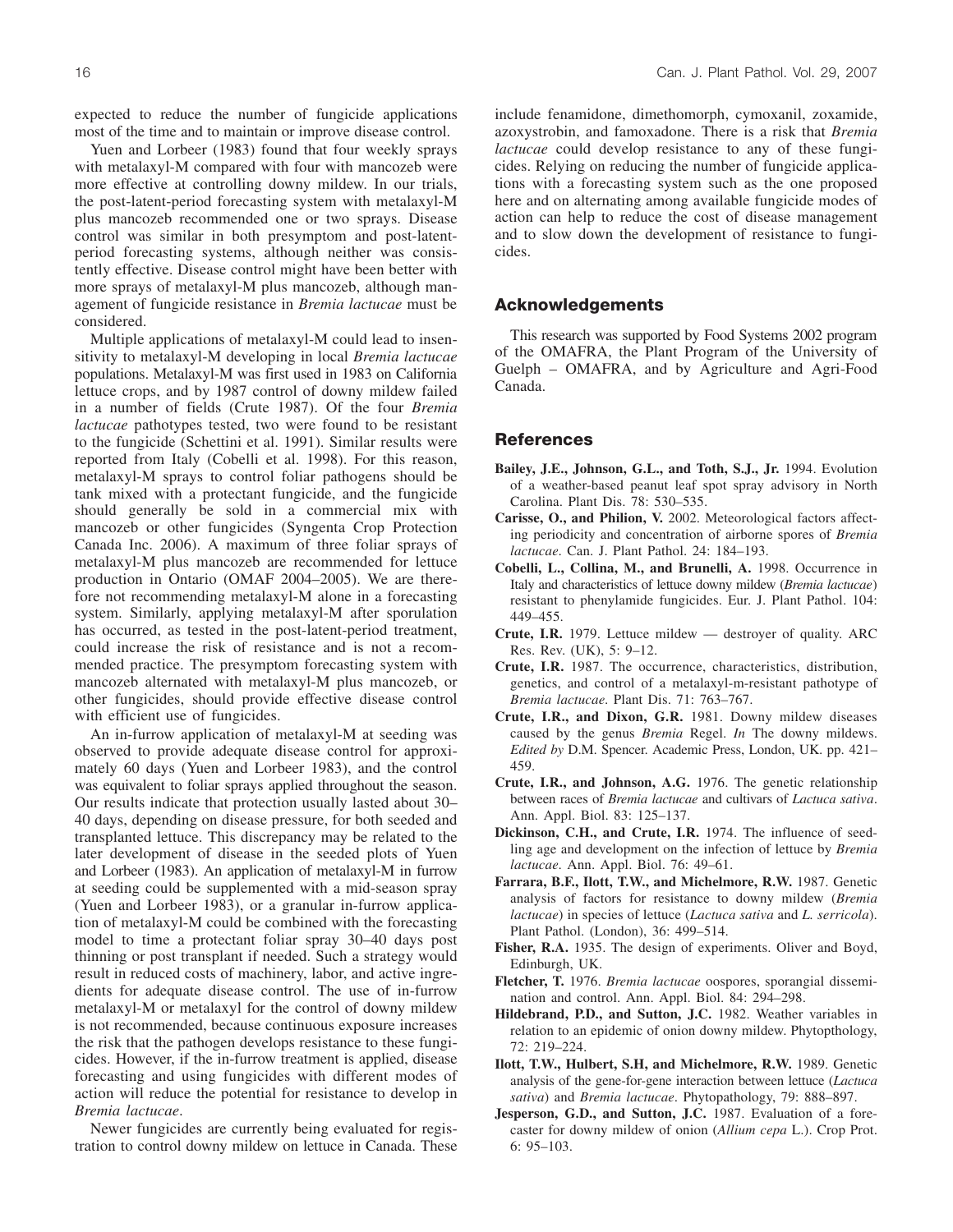expected to reduce the number of fungicide applications most of the time and to maintain or improve disease control.

Yuen and Lorbeer (1983) found that four weekly sprays with metalaxyl-M compared with four with mancozeb were more effective at controlling downy mildew. In our trials, the post-latent-period forecasting system with metalaxyl-M plus mancozeb recommended one or two sprays. Disease control was similar in both presymptom and post-latent-period forecasting systems, although neither was consistently effective. Disease control might have been better with more sprays of metalaxyl-M plus mancozeb, although management of fungicide resistance in *Bremia lactucae* must be considered.

Multiple applications of metalaxyl-M could lead to insensitivity to metalaxyl-M developing in local *Bremia lactucae* populations. Metalaxyl-M was first used in 1983 on California lettuce crops, and by 1987 control of downy mildew failed in a number of fields (Crute 1987). Of the four *Bremia lactucae* pathotypes tested, two were found to be resistant to the fungicide (Schettini et al. 1991). Similar results were reported from Italy (Cobelli et al. 1998). For this reason, metalaxyl-M sprays to control foliar pathogens should be tank mixed with a protectant fungicide, and the fungicide should generally be sold in a commercial mix with mancozeb or other fungicides (Syngenta Crop Protection Canada Inc. 2006). A maximum of three foliar sprays of metalaxyl-M plus mancozeb are recommended for lettuce production in Ontario (OMAF 2004–2005). We are therefore not recommending metalaxyl-M alone in a forecasting system. Similarly, applying metalaxyl-M after sporulation has occurred, as tested in the post-latent-period treatment, could increase the risk of resistance and is not a recommended practice. The presymptom forecasting system with mancozeb alternated with metalaxyl-M plus mancozeb, or other fungicides, should provide effective disease control with efficient use of fungicides.

An in-furrow application of metalaxyl-M at seeding was observed to provide adequate disease control for approximately 60 days (Yuen and Lorbeer 1983), and the control was equivalent to foliar sprays applied throughout the season. Our results indicate that protection usually lasted about 30–40 days, depending on disease pressure, for both seeded and transplanted lettuce. This discrepancy may be related to the later development of disease in the seeded plots of Yuen and Lorbeer (1983). An application of metalaxyl-M in furrow at seeding could be supplemented with a mid-season spray (Yuen and Lorbeer 1983), or a granular in-furrow application of metalaxyl-M could be combined with the forecasting model to time a protectant foliar spray 30–40 days post thinning or post transplant if needed. Such a strategy would result in reduced costs of machinery, labor, and active ingredients for adequate disease control. The use of in-furrow metalaxyl-M or metalaxyl for the control of downy mildew is not recommended, because continuous exposure increases the risk that the pathogen develops resistance to these fungicides. However, if the in-furrow treatment is applied, disease forecasting and using fungicides with different modes of action will reduce the potential for resistance to develop in *Bremia lactucae*.

Newer fungicides are currently being evaluated for registration to control downy mildew on lettuce in Canada. These include fenamidone, dimethomorph, cymoxanil, zoxamide, azoxystrobin, and famoxadone. There is a risk that *Bremia lactucae* could develop resistance to any of these fungicides. Relying on reducing the number of fungicide applications with a forecasting system such as the one proposed here and on alternating among available fungicide modes of action can help to reduce the cost of disease management and to slow down the development of resistance to fungicides.

## Acknowledgements

This research was supported by Food Systems 2002 program of the OMAFRA, the Plant Program of the University of Guelph – OMAFRA, and by Agriculture and Agri-Food Canada.

## References

**Bailey, J.E., Johnson, G.L., and Toth, S.J., Jr.** 1994. Evolution of a weather-based peanut leaf spot spray advisory in North Carolina. Plant Dis. 78: 530–535.

**Carisse, O., and Philion, V.** 2002. Meteorological factors affecting periodicity and concentration of airborne spores of *Bremia lactucae*. Can. J. Plant Pathol. 24: 184–193.

**Cobelli, L., Collina, M., and Brunelli, A.** 1998. Occurrence in Italy and characteristics of lettuce downy mildew (*Bremia lactucae*) resistant to phenylamide fungicides. Eur. J. Plant Pathol. 104: 449–455.

**Crute, I.R.** 1979. Lettuce mildew — destroyer of quality. ARC Res. Rev. (UK), 5: 9–12.

**Crute, I.R.** 1987. The occurrence, characteristics, distribution, genetics, and control of a metalaxyl-m-resistant pathotype of *Bremia lactucae*. Plant Dis. 71: 763–767.

**Crute, I.R., and Dixon, G.R.** 1981. Downy mildew diseases caused by the genus *Bremia* Regel. *In* The downy mildews. *Edited by* D.M. Spencer. Academic Press, London, UK. pp. 421–459.

**Crute, I.R., and Johnson, A.G.** 1976. The genetic relationship between races of *Bremia lactucae* and cultivars of *Lactuca sativa*. Ann. Appl. Biol. 83: 125–137.

**Dickinson, C.H., and Crute, I.R.** 1974. The influence of seedling age and development on the infection of lettuce by *Bremia lactucae*. Ann. Appl. Biol. 76: 49–61.

**Farrara, B.F., Ilott, T.W., and Michelmore, R.W.** 1987. Genetic analysis of factors for resistance to downy mildew (*Bremia lactucae*) in species of lettuce (*Lactuca sativa* and *L. serricola*). Plant Pathol. (London), 36: 499–514.

**Fisher, R.A.** 1935. The design of experiments. Oliver and Boyd, Edinburgh, UK.

**Fletcher, T.** 1976. *Bremia lactucae* oospores, sporangial dissemination and control. Ann. Appl. Biol. 84: 294–298.

**Hildebrand, P.D., and Sutton, J.C.** 1982. Weather variables in relation to an epidemic of onion downy mildew. Phytopthology, 72: 219–224.

**Ilott, T.W., Hulbert, S.H, and Michelmore, R.W.** 1989. Genetic analysis of the gene-for-gene interaction between lettuce (*Lactuca sativa*) and *Bremia lactucae*. Phytopathology, 79: 888–897.

**Jesperson, G.D., and Sutton, J.C.** 1987. Evaluation of a forecaster for downy mildew of onion (*Allium cepa* L.). Crop Prot. 6: 95–103.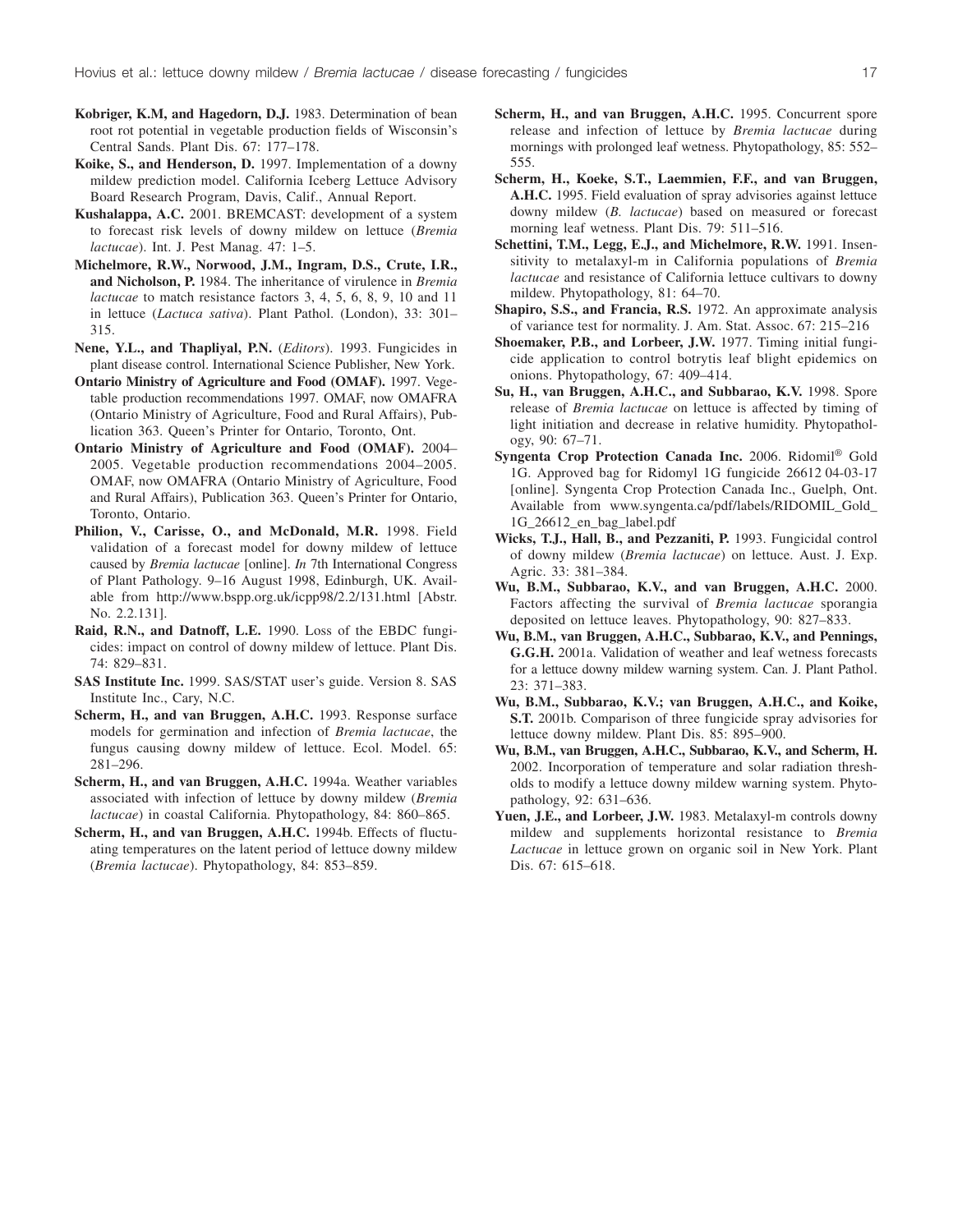**Kobriger, K.M, and Hagedorn, D.J.** 1983. Determination of bean root rot potential in vegetable production fields of Wisconsin's Central Sands. Plant Dis. 67: 177–178.

**Koike, S., and Henderson, D.** 1997. Implementation of a downy mildew prediction model. California Iceberg Lettuce Advisory Board Research Program, Davis, Calif., Annual Report.

**Kushalappa, A.C.** 2001. BREMCAST: development of a system to forecast risk levels of downy mildew on lettuce (*Bremia lactucae*). Int. J. Pest Manag. 47: 1–5.

**Michelmore, R.W., Norwood, J.M., Ingram, D.S., Crute, I.R., and Nicholson, P.** 1984. The inheritance of virulence in *Bremia lactucae* to match resistance factors 3, 4, 5, 6, 8, 9, 10 and 11 in lettuce (*Lactuca sativa*). Plant Pathol. (London), 33: 301–315.

**Nene, Y.L., and Thapliyal, P.N.** (*Editors*). 1993. Fungicides in plant disease control. International Science Publisher, New York.

**Ontario Ministry of Agriculture and Food (OMAF).** 1997. Vegetable production recommendations 1997. OMAF, now OMAFRA (Ontario Ministry of Agriculture, Food and Rural Affairs), Publication 363. Queen's Printer for Ontario, Toronto, Ont.

**Ontario Ministry of Agriculture and Food (OMAF).** 2004–2005. Vegetable production recommendations 2004–2005. OMAF, now OMAFRA (Ontario Ministry of Agriculture, Food and Rural Affairs), Publication 363. Queen's Printer for Ontario, Toronto, Ontario.

**Philion, V., Carisse, O., and McDonald, M.R.** 1998. Field validation of a forecast model for downy mildew of lettuce caused by *Bremia lactucae* [online]. *In* 7th International Congress of Plant Pathology. 9–16 August 1998, Edinburgh, UK. Available from http://www.bspp.org.uk/icpp98/2.2/131.html [Abstr. No. 2.2.131].

**Raid, R.N., and Datnoff, L.E.** 1990. Loss of the EBDC fungicides: impact on control of downy mildew of lettuce. Plant Dis. 74: 829–831.

**SAS Institute Inc.** 1999. SAS/STAT user's guide. Version 8. SAS Institute Inc., Cary, N.C.

**Scherm, H., and van Bruggen, A.H.C.** 1993. Response surface models for germination and infection of *Bremia lactucae*, the fungus causing downy mildew of lettuce. Ecol. Model. 65: 281–296.

**Scherm, H., and van Bruggen, A.H.C.** 1994a. Weather variables associated with infection of lettuce by downy mildew (*Bremia lactucae*) in coastal California. Phytopathology, 84: 860–865.

**Scherm, H., and van Bruggen, A.H.C.** 1994b. Effects of fluctuating temperatures on the latent period of lettuce downy mildew (*Bremia lactucae*). Phytopathology, 84: 853–859.

**Scherm, H., and van Bruggen, A.H.C.** 1995. Concurrent spore release and infection of lettuce by *Bremia lactucae* during mornings with prolonged leaf wetness. Phytopathology, 85: 552–555.

**Scherm, H., Koeke, S.T., Laemmien, F.F., and van Bruggen, A.H.C.** 1995. Field evaluation of spray advisories against lettuce downy mildew (*B. lactucae*) based on measured or forecast morning leaf wetness. Plant Dis. 79: 511–516.

**Schettini, T.M., Legg, E.J., and Michelmore, R.W.** 1991. Insensitivity to metalaxyl-m in California populations of *Bremia lactucae* and resistance of California lettuce cultivars to downy mildew. Phytopathology, 81: 64–70.

**Shapiro, S.S., and Francia, R.S.** 1972. An approximate analysis of variance test for normality. J. Am. Stat. Assoc. 67: 215–216

**Shoemaker, P.B., and Lorbeer, J.W.** 1977. Timing initial fungicide application to control botrytis leaf blight epidemics on onions. Phytopathology, 67: 409–414.

**Su, H., van Bruggen, A.H.C., and Subbarao, K.V.** 1998. Spore release of *Bremia lactucae* on lettuce is affected by timing of light initiation and decrease in relative humidity. Phytopathology, 90: 67–71.

**Syngenta Crop Protection Canada Inc.** 2006. Ridomil® Gold 1G. Approved bag for Ridomyl 1G fungicide 26612 04-03-17 [online]. Syngenta Crop Protection Canada Inc., Guelph, Ont. Available from www.syngenta.ca/pdf/labels/RIDOMIL_Gold_1G_26612_en_bag_label.pdf

**Wicks, T.J., Hall, B., and Pezzaniti, P.** 1993. Fungicidal control of downy mildew (*Bremia lactucae*) on lettuce. Aust. J. Exp. Agric. 33: 381–384.

**Wu, B.M., Subbarao, K.V., and van Bruggen, A.H.C.** 2000. Factors affecting the survival of *Bremia lactucae* sporangia deposited on lettuce leaves. Phytopathology, 90: 827–833.

**Wu, B.M., van Bruggen, A.H.C., Subbarao, K.V., and Pennings, G.G.H.** 2001a. Validation of weather and leaf wetness forecasts for a lettuce downy mildew warning system. Can. J. Plant Pathol. 23: 371–383.

**Wu, B.M., Subbarao, K.V.; van Bruggen, A.H.C., and Koike, S.T.** 2001b. Comparison of three fungicide spray advisories for lettuce downy mildew. Plant Dis. 85: 895–900.

**Wu, B.M., van Bruggen, A.H.C., Subbarao, K.V., and Scherm, H.** 2002. Incorporation of temperature and solar radiation thresholds to modify a lettuce downy mildew warning system. Phytopathology, 92: 631–636.

**Yuen, J.E., and Lorbeer, J.W.** 1983. Metalaxyl-m controls downy mildew and supplements horizontal resistance to *Bremia Lactucae* in lettuce grown on organic soil in New York. Plant Dis. 67: 615–618.